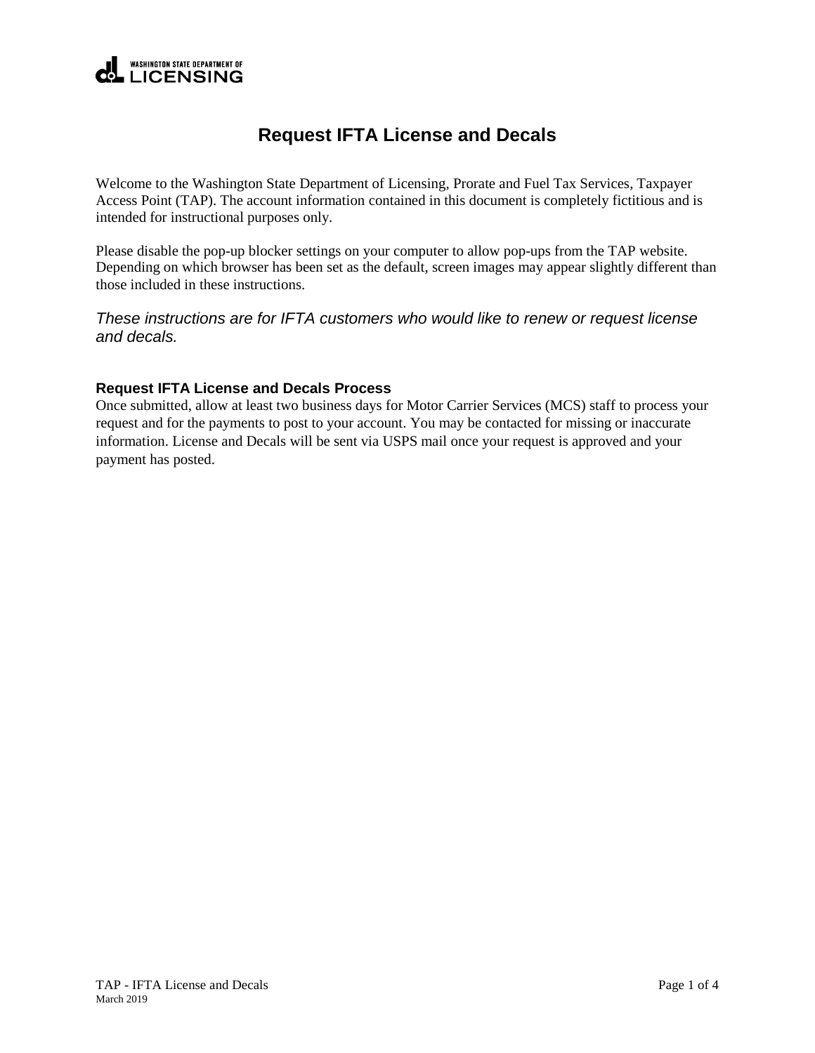WASHINGTON STATE DEPARTMENT OF LICENSING

# Request IFTA License and Decals

Welcome to the Washington State Department of Licensing, Prorate and Fuel Tax Services, Taxpayer Access Point (TAP). The account information contained in this document is completely fictitious and is intended for instructional purposes only.

Please disable the pop-up blocker settings on your computer to allow pop-ups from the TAP website. Depending on which browser has been set as the default, screen images may appear slightly different than those included in these instructions.

*These instructions are for IFTA customers who would like to renew or request license and decals.*

### Request IFTA License and Decals Process

Once submitted, allow at least two business days for Motor Carrier Services (MCS) staff to process your request and for the payments to post to your account. You may be contacted for missing or inaccurate information. License and Decals will be sent via USPS mail once your request is approved and your payment has posted.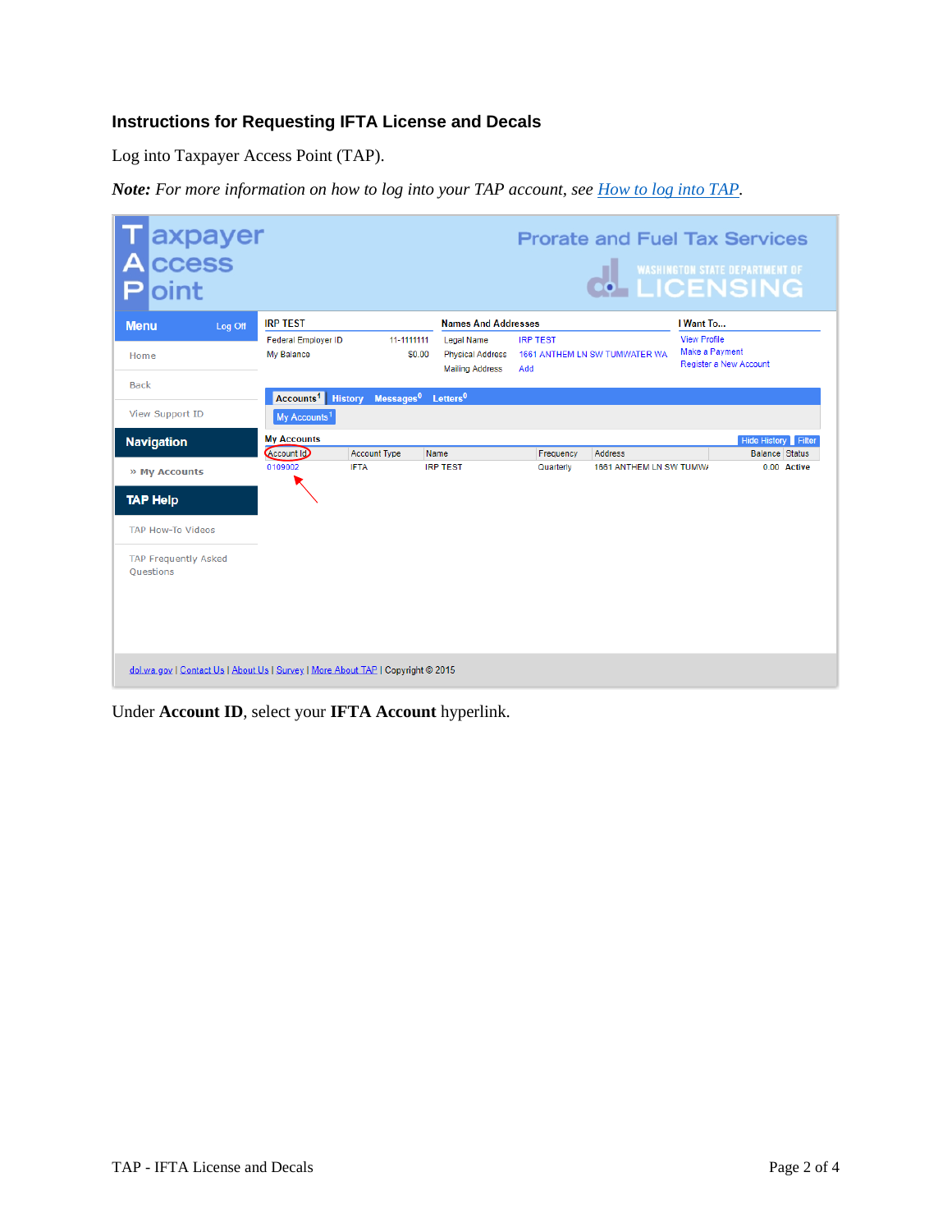### Instructions for Requesting IFTA License and Decals

Log into Taxpayer Access Point (TAP).

***Note:*** *For more information on how to log into your TAP account, see [How to log into TAP](#).*

Under **Account ID**, select your **IFTA Account** hyperlink.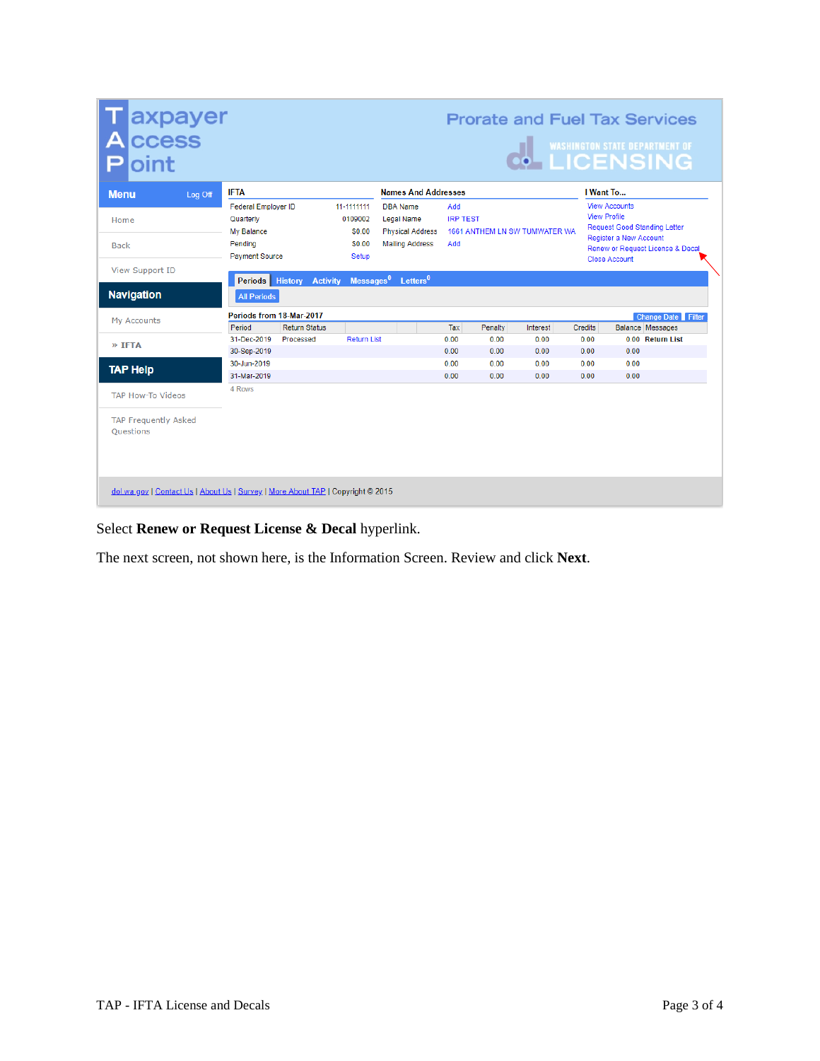**Taxpayer Access Point** — Prorate and Fuel Tax Services — Washington State Department of Licensing

**Menu** | Log Off

- Home
- Back
- View Support ID

**Navigation**

- My Accounts
- » IFTA

**TAP Help**

- TAP How-To Videos
- TAP Frequently Asked Questions

**IFTA**

| | |
|---|---|
| Federal Employer ID | 11-1111111 |
| Quarterly | 0109002 |
| My Balance | $0.00 |
| Pending | $0.00 |
| Payment Source | Setup |

**Names And Addresses**

| | |
|---|---|
| DBA Name | Add |
| Legal Name | IRP TEST |
| Physical Address | 1661 ANTHEM LN SW TUMWATER WA |
| Mailing Address | Add |

**I Want To...**

- View Accounts
- View Profile
- Request Good Standing Letter
- Register a New Account
- Renew or Request License & Decal
- Close Account

Periods | History | Activity | Messages[0] | Letters[0]

All Periods

Periods from 18-Mar-2017 — Change Date | Filter

| Period | Return Status | | Tax | Penalty | Interest | Credits | Balance | Messages |
|---|---|---|---|---|---|---|---|---|
| 31-Dec-2019 | Processed | Return List | 0.00 | 0.00 | 0.00 | 0.00 | 0.00 | Return List |
| 30-Sep-2019 | | | 0.00 | 0.00 | 0.00 | 0.00 | 0.00 | |
| 30-Jun-2019 | | | 0.00 | 0.00 | 0.00 | 0.00 | 0.00 | |
| 31-Mar-2019 | | | 0.00 | 0.00 | 0.00 | 0.00 | 0.00 | |

4 Rows

dol.wa.gov | Contact Us | About Us | Survey | More About TAP | Copyright © 2015

Select **Renew or Request License & Decal** hyperlink.

The next screen, not shown here, is the Information Screen. Review and click **Next**.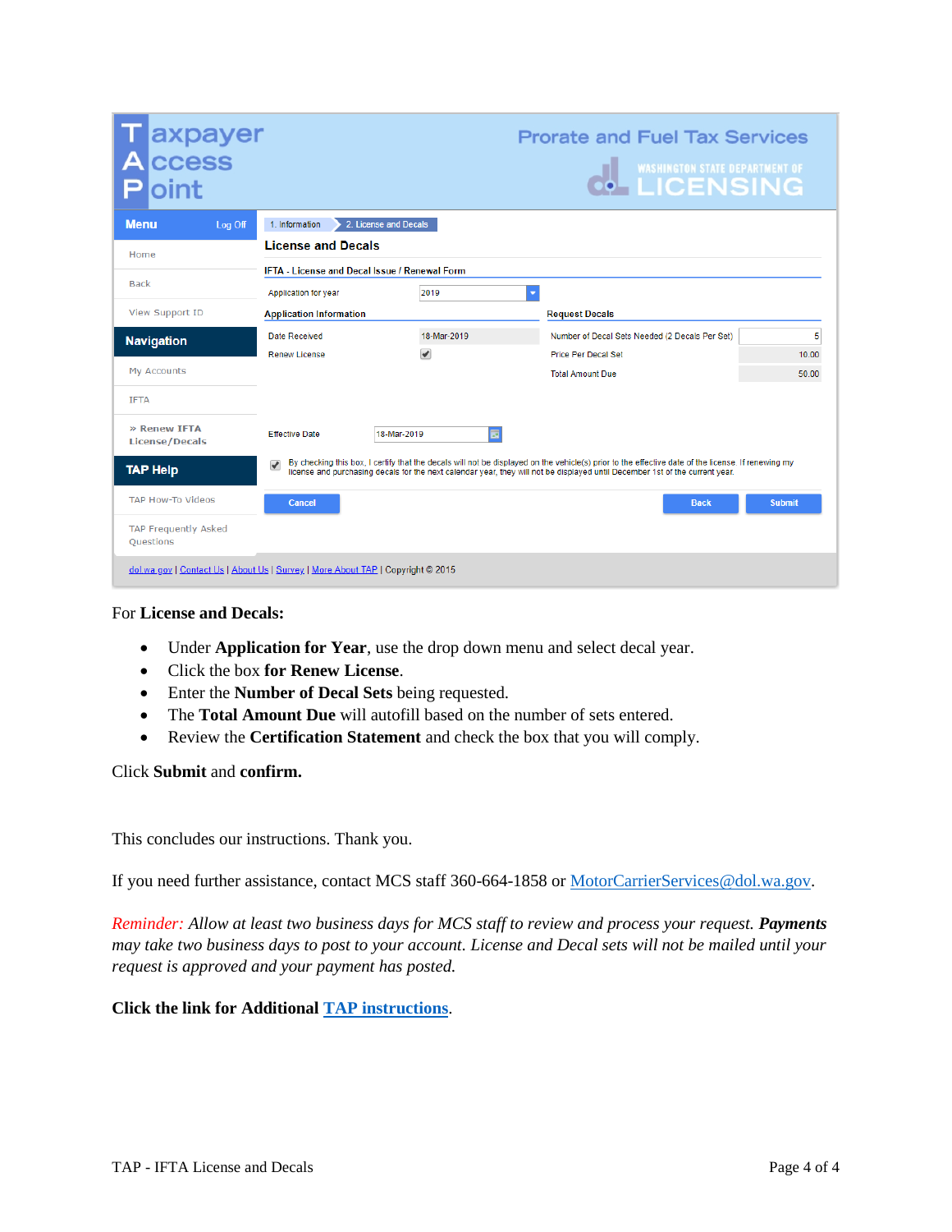For **License and Decals:**

- Under **Application for Year**, use the drop down menu and select decal year.
- Click the box **for Renew License**.
- Enter the **Number of Decal Sets** being requested.
- The **Total Amount Due** will autofill based on the number of sets entered.
- Review the **Certification Statement** and check the box that you will comply.

Click **Submit** and **confirm.**

This concludes our instructions. Thank you.

If you need further assistance, contact MCS staff 360-664-1858 or MotorCarrierServices@dol.wa.gov.

*Reminder: Allow at least two business days for MCS staff to review and process your request.* ***Payments*** *may take two business days to post to your account. License and Decal sets will not be mailed until your request is approved and your payment has posted.*

**Click the link for Additional TAP instructions.**